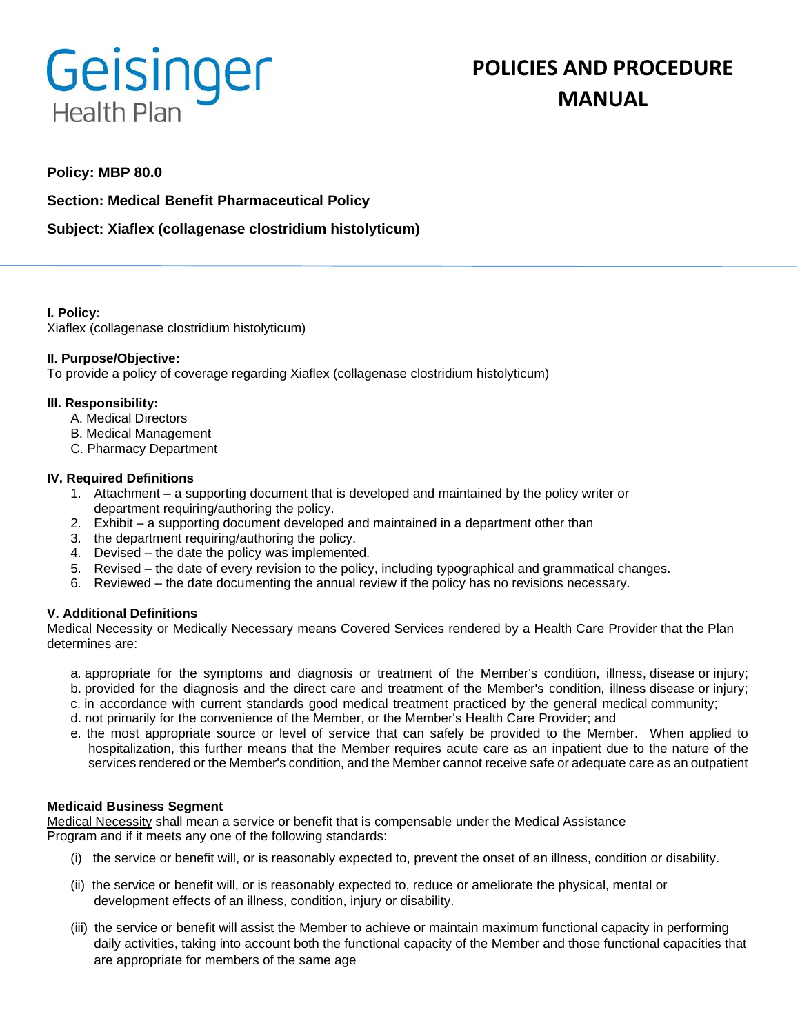Geisinger Health Plan

# POLICIES AND PROCEDURE MANUAL

**Policy: MBP 80.0**

**Section: Medical Benefit Pharmaceutical Policy**

**Subject: Xiaflex (collagenase clostridium histolyticum)**

---

**I. Policy:**
Xiaflex (collagenase clostridium histolyticum)

**II. Purpose/Objective:**
To provide a policy of coverage regarding Xiaflex (collagenase clostridium histolyticum)

**III. Responsibility:**

A. Medical Directors
B. Medical Management
C. Pharmacy Department

**IV. Required Definitions**

1. Attachment – a supporting document that is developed and maintained by the policy writer or department requiring/authoring the policy.
2. Exhibit – a supporting document developed and maintained in a department other than
3. the department requiring/authoring the policy.
4. Devised – the date the policy was implemented.
5. Revised – the date of every revision to the policy, including typographical and grammatical changes.
6. Reviewed – the date documenting the annual review if the policy has no revisions necessary.

**V. Additional Definitions**
Medical Necessity or Medically Necessary means Covered Services rendered by a Health Care Provider that the Plan determines are:

a. appropriate for the symptoms and diagnosis or treatment of the Member's condition, illness, disease or injury;
b. provided for the diagnosis and the direct care and treatment of the Member's condition, illness disease or injury;
c. in accordance with current standards good medical treatment practiced by the general medical community;
d. not primarily for the convenience of the Member, or the Member's Health Care Provider; and
e. the most appropriate source or level of service that can safely be provided to the Member. When applied to hospitalization, this further means that the Member requires acute care as an inpatient due to the nature of the services rendered or the Member's condition, and the Member cannot receive safe or adequate care as an outpatient

**Medicaid Business Segment**
Medical Necessity shall mean a service or benefit that is compensable under the Medical Assistance Program and if it meets any one of the following standards:

(i) the service or benefit will, or is reasonably expected to, prevent the onset of an illness, condition or disability.

(ii) the service or benefit will, or is reasonably expected to, reduce or ameliorate the physical, mental or development effects of an illness, condition, injury or disability.

(iii) the service or benefit will assist the Member to achieve or maintain maximum functional capacity in performing daily activities, taking into account both the functional capacity of the Member and those functional capacities that are appropriate for members of the same age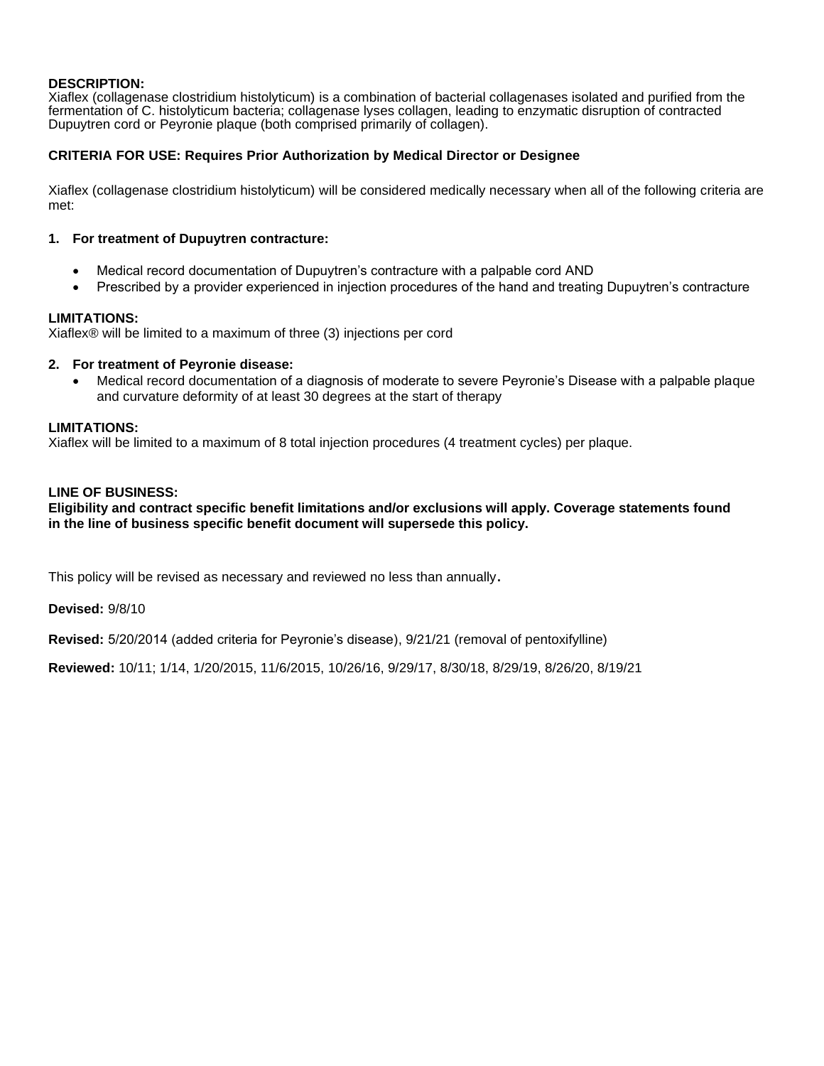**DESCRIPTION:**
Xiaflex (collagenase clostridium histolyticum) is a combination of bacterial collagenases isolated and purified from the fermentation of C. histolyticum bacteria; collagenase lyses collagen, leading to enzymatic disruption of contracted Dupuytren cord or Peyronie plaque (both comprised primarily of collagen).

**CRITERIA FOR USE: Requires Prior Authorization by Medical Director or Designee**

Xiaflex (collagenase clostridium histolyticum) will be considered medically necessary when all of the following criteria are met:

1. **For treatment of Dupuytren contracture:**

    - Medical record documentation of Dupuytren's contracture with a palpable cord AND
    - Prescribed by a provider experienced in injection procedures of the hand and treating Dupuytren's contracture

**LIMITATIONS:**
Xiaflex® will be limited to a maximum of three (3) injections per cord

2. **For treatment of Peyronie disease:**
    - Medical record documentation of a diagnosis of moderate to severe Peyronie's Disease with a palpable plaque and curvature deformity of at least 30 degrees at the start of therapy

**LIMITATIONS:**
Xiaflex will be limited to a maximum of 8 total injection procedures (4 treatment cycles) per plaque.

**LINE OF BUSINESS:**
**Eligibility and contract specific benefit limitations and/or exclusions will apply. Coverage statements found in the line of business specific benefit document will supersede this policy.**

This policy will be revised as necessary and reviewed no less than annually.

**Devised:** 9/8/10

**Revised:** 5/20/2014 (added criteria for Peyronie's disease), 9/21/21 (removal of pentoxifylline)

**Reviewed:** 10/11; 1/14, 1/20/2015, 11/6/2015, 10/26/16, 9/29/17, 8/30/18, 8/29/19, 8/26/20, 8/19/21